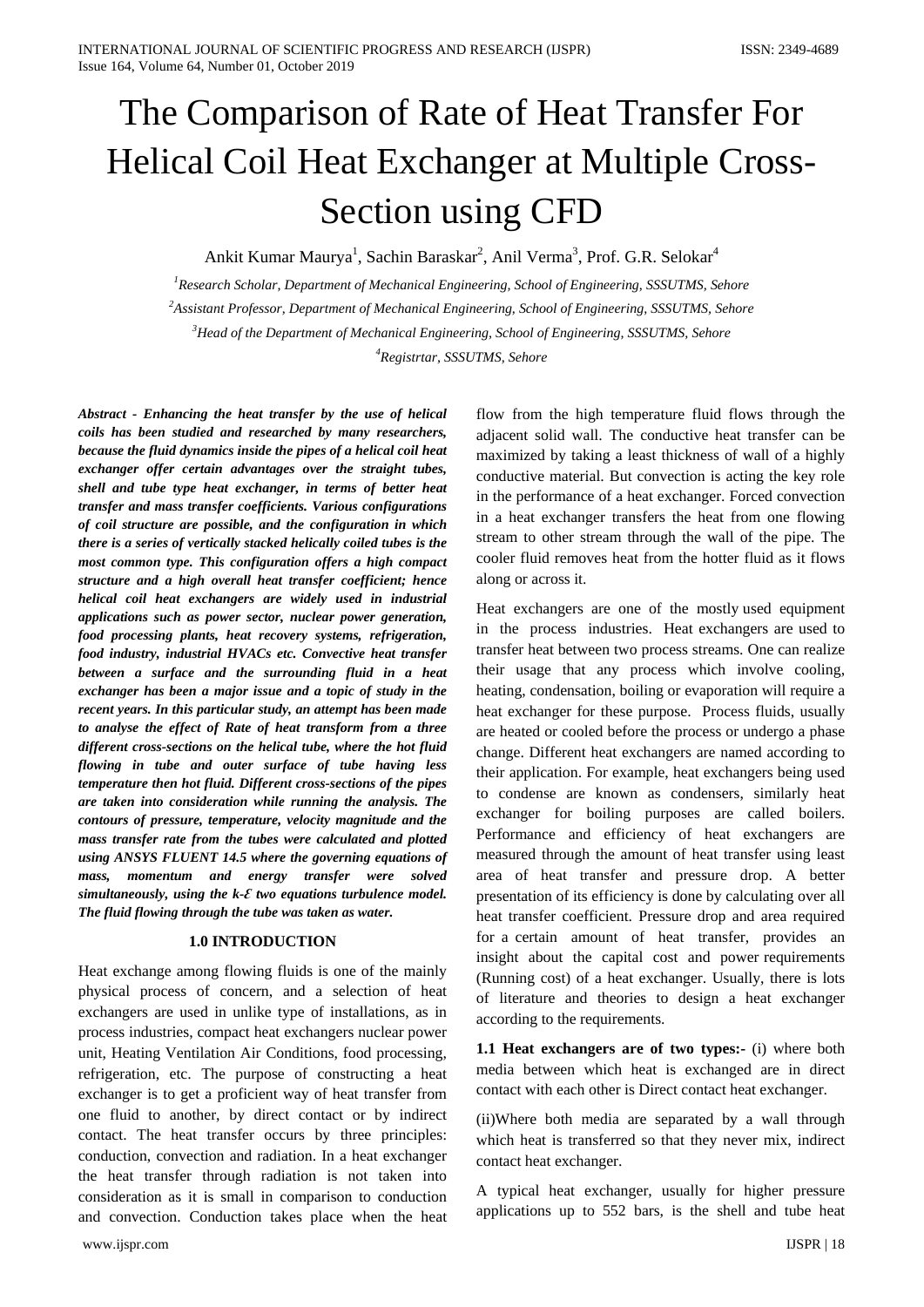# The Comparison of Rate of Heat Transfer For Helical Coil Heat Exchanger at Multiple Cross-Section using CFD

Ankit Kumar Maurya[1], Sachin Baraskar[2], Anil Verma[3], Prof. G.R. Selokar[4]

[1]*Research Scholar, Department of Mechanical Engineering, School of Engineering, SSSUTMS, Sehore*

[2]*Assistant Professor, Department of Mechanical Engineering, School of Engineering, SSSUTMS, Sehore*

[3]*Head of the Department of Mechanical Engineering, School of Engineering, SSSUTMS, Sehore*

[4]*Registrtar, SSSUTMS, Sehore*

***Abstract - Enhancing the heat transfer by the use of helical coils has been studied and researched by many researchers, because the fluid dynamics inside the pipes of a helical coil heat exchanger offer certain advantages over the straight tubes, shell and tube type heat exchanger, in terms of better heat transfer and mass transfer coefficients. Various configurations of coil structure are possible, and the configuration in which there is a series of vertically stacked helically coiled tubes is the most common type. This configuration offers a high compact structure and a high overall heat transfer coefficient; hence helical coil heat exchangers are widely used in industrial applications such as power sector, nuclear power generation, food processing plants, heat recovery systems, refrigeration, food industry, industrial HVACs etc. Convective heat transfer between a surface and the surrounding fluid in a heat exchanger has been a major issue and a topic of study in the recent years. In this particular study, an attempt has been made to analyse the effect of Rate of heat transform from a three different cross-sections on the helical tube, where the hot fluid flowing in tube and outer surface of tube having less temperature then hot fluid. Different cross-sections of the pipes are taken into consideration while running the analysis. The contours of pressure, temperature, velocity magnitude and the mass transfer rate from the tubes were calculated and plotted using ANSYS FLUENT 14.5 where the governing equations of mass, momentum and energy transfer were solved simultaneously, using the k-Ɛ two equations turbulence model. The fluid flowing through the tube was taken as water.***

## 1.0 INTRODUCTION

Heat exchange among flowing fluids is one of the mainly physical process of concern, and a selection of heat exchangers are used in unlike type of installations, as in process industries, compact heat exchangers nuclear power unit, Heating Ventilation Air Conditions, food processing, refrigeration, etc. The purpose of constructing a heat exchanger is to get a proficient way of heat transfer from one fluid to another, by direct contact or by indirect contact. The heat transfer occurs by three principles: conduction, convection and radiation. In a heat exchanger the heat transfer through radiation is not taken into consideration as it is small in comparison to conduction and convection. Conduction takes place when the heat flow from the high temperature fluid flows through the adjacent solid wall. The conductive heat transfer can be maximized by taking a least thickness of wall of a highly conductive material. But convection is acting the key role in the performance of a heat exchanger. Forced convection in a heat exchanger transfers the heat from one flowing stream to other stream through the wall of the pipe. The cooler fluid removes heat from the hotter fluid as it flows along or across it.

Heat exchangers are one of the mostly used equipment in the process industries. Heat exchangers are used to transfer heat between two process streams. One can realize their usage that any process which involve cooling, heating, condensation, boiling or evaporation will require a heat exchanger for these purpose. Process fluids, usually are heated or cooled before the process or undergo a phase change. Different heat exchangers are named according to their application. For example, heat exchangers being used to condense are known as condensers, similarly heat exchanger for boiling purposes are called boilers. Performance and efficiency of heat exchangers are measured through the amount of heat transfer using least area of heat transfer and pressure drop. A better presentation of its efficiency is done by calculating over all heat transfer coefficient. Pressure drop and area required for a certain amount of heat transfer, provides an insight about the capital cost and power requirements (Running cost) of a heat exchanger. Usually, there is lots of literature and theories to design a heat exchanger according to the requirements.

**1.1 Heat exchangers are of two types:-** (i) where both media between which heat is exchanged are in direct contact with each other is Direct contact heat exchanger.

(ii)Where both media are separated by a wall through which heat is transferred so that they never mix, indirect contact heat exchanger.

A typical heat exchanger, usually for higher pressure applications up to 552 bars, is the shell and tube heat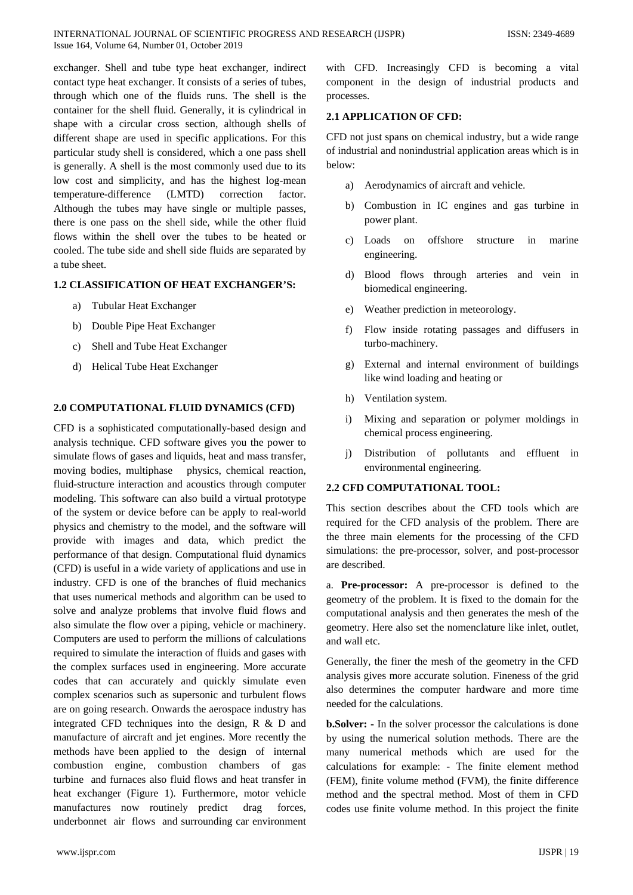exchanger. Shell and tube type heat exchanger, indirect contact type heat exchanger. It consists of a series of tubes, through which one of the fluids runs. The shell is the container for the shell fluid. Generally, it is cylindrical in shape with a circular cross section, although shells of different shape are used in specific applications. For this particular study shell is considered, which a one pass shell is generally. A shell is the most commonly used due to its low cost and simplicity, and has the highest log-mean temperature-difference (LMTD) correction factor. Although the tubes may have single or multiple passes, there is one pass on the shell side, while the other fluid flows within the shell over the tubes to be heated or cooled. The tube side and shell side fluids are separated by a tube sheet.

### 1.2 CLASSIFICATION OF HEAT EXCHANGER'S:

a) Tubular Heat Exchanger
b) Double Pipe Heat Exchanger
c) Shell and Tube Heat Exchanger
d) Helical Tube Heat Exchanger

## 2.0 COMPUTATIONAL FLUID DYNAMICS (CFD)

CFD is a sophisticated computationally-based design and analysis technique. CFD software gives you the power to simulate flows of gases and liquids, heat and mass transfer, moving bodies, multiphase physics, chemical reaction, fluid-structure interaction and acoustics through computer modeling. This software can also build a virtual prototype of the system or device before can be apply to real-world physics and chemistry to the model, and the software will provide with images and data, which predict the performance of that design. Computational fluid dynamics (CFD) is useful in a wide variety of applications and use in industry. CFD is one of the branches of fluid mechanics that uses numerical methods and algorithm can be used to solve and analyze problems that involve fluid flows and also simulate the flow over a piping, vehicle or machinery. Computers are used to perform the millions of calculations required to simulate the interaction of fluids and gases with the complex surfaces used in engineering. More accurate codes that can accurately and quickly simulate even complex scenarios such as supersonic and turbulent flows are on going research. Onwards the aerospace industry has integrated CFD techniques into the design, R & D and manufacture of aircraft and jet engines. More recently the methods have been applied to the design of internal combustion engine, combustion chambers of gas turbine and furnaces also fluid flows and heat transfer in heat exchanger (Figure 1). Furthermore, motor vehicle manufactures now routinely predict drag forces, underbonnet air flows and surrounding car environment with CFD. Increasingly CFD is becoming a vital component in the design of industrial products and processes.

### 2.1 APPLICATION OF CFD:

CFD not just spans on chemical industry, but a wide range of industrial and nonindustrial application areas which is in below:

a) Aerodynamics of aircraft and vehicle.
b) Combustion in IC engines and gas turbine in power plant.
c) Loads on offshore structure in marine engineering.
d) Blood flows through arteries and vein in biomedical engineering.
e) Weather prediction in meteorology.
f) Flow inside rotating passages and diffusers in turbo-machinery.
g) External and internal environment of buildings like wind loading and heating or
h) Ventilation system.
i) Mixing and separation or polymer moldings in chemical process engineering.
j) Distribution of pollutants and effluent in environmental engineering.

### 2.2 CFD COMPUTATIONAL TOOL:

This section describes about the CFD tools which are required for the CFD analysis of the problem. There are the three main elements for the processing of the CFD simulations: the pre-processor, solver, and post-processor are described.

a. **Pre-processor:** A pre-processor is defined to the geometry of the problem. It is fixed to the domain for the computational analysis and then generates the mesh of the geometry. Here also set the nomenclature like inlet, outlet, and wall etc.

Generally, the finer the mesh of the geometry in the CFD analysis gives more accurate solution. Fineness of the grid also determines the computer hardware and more time needed for the calculations.

**b.Solver: -** In the solver processor the calculations is done by using the numerical solution methods. There are the many numerical methods which are used for the calculations for example: - The finite element method (FEM), finite volume method (FVM), the finite difference method and the spectral method. Most of them in CFD codes use finite volume method. In this project the finite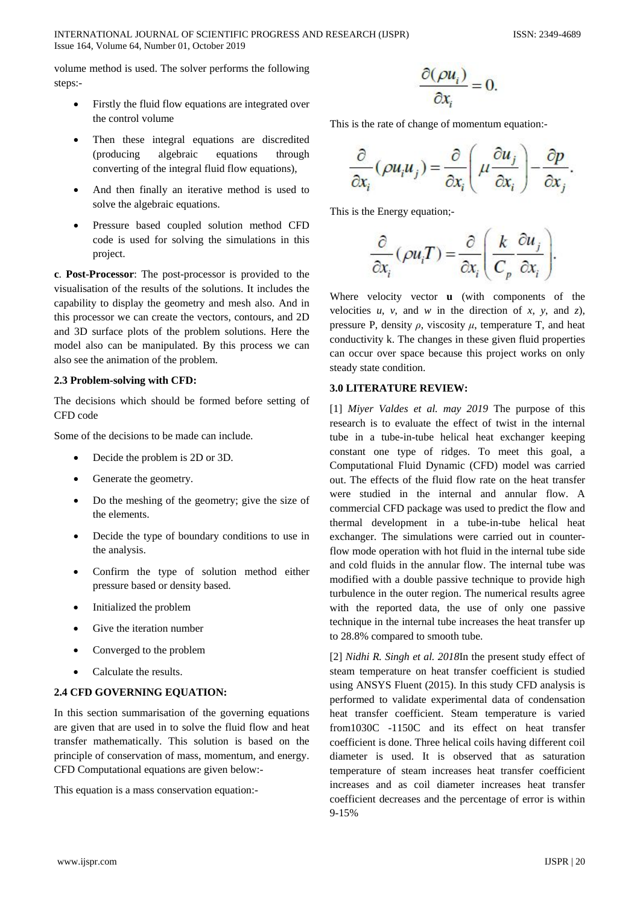volume method is used. The solver performs the following steps:-

- Firstly the fluid flow equations are integrated over the control volume
- Then these integral equations are discredited (producing algebraic equations through converting of the integral fluid flow equations),
- And then finally an iterative method is used to solve the algebraic equations.
- Pressure based coupled solution method CFD code is used for solving the simulations in this project.

**c**. **Post-Processor**: The post-processor is provided to the visualisation of the results of the solutions. It includes the capability to display the geometry and mesh also. And in this processor we can create the vectors, contours, and 2D and 3D surface plots of the problem solutions. Here the model also can be manipulated. By this process we can also see the animation of the problem.

**2.3 Problem-solving with CFD:**

The decisions which should be formed before setting of CFD code

Some of the decisions to be made can include.

- Decide the problem is 2D or 3D.
- Generate the geometry.
- Do the meshing of the geometry; give the size of the elements.
- Decide the type of boundary conditions to use in the analysis.
- Confirm the type of solution method either pressure based or density based.
- Initialized the problem
- Give the iteration number
- Converged to the problem
- Calculate the results.

**2.4 CFD GOVERNING EQUATION:**

In this section summarisation of the governing equations are given that are used in to solve the fluid flow and heat transfer mathematically. This solution is based on the principle of conservation of mass, momentum, and energy. CFD Computational equations are given below:-

This equation is a mass conservation equation:-

$$\frac{\partial(\rho u_i)}{\partial x_i} = 0.$$

This is the rate of change of momentum equation:-

$$\frac{\partial}{\partial x_i}(\rho u_i u_j) = \frac{\partial}{\partial x_i}\left(\mu \frac{\partial u_j}{\partial x_i}\right) - \frac{\partial p}{\partial x_j}.$$

This is the Energy equation;-

$$\frac{\partial}{\partial x_i}(\rho u_i T) = \frac{\partial}{\partial x_i}\left(\frac{k}{C_p}\frac{\partial u_j}{\partial x_i}\right).$$

Where velocity vector **u** (with components of the velocities $u$, $v$, and $w$ in the direction of $x$, $y$, and $z$), pressure P, density $\rho$, viscosity $\mu$, temperature T, and heat conductivity k. The changes in these given fluid properties can occur over space because this project works on only steady state condition.

**3.0 LITERATURE REVIEW:**

[1] *Miyer Valdes et al. may 2019* The purpose of this research is to evaluate the effect of twist in the internal tube in a tube-in-tube helical heat exchanger keeping constant one type of ridges. To meet this goal, a Computational Fluid Dynamic (CFD) model was carried out. The effects of the fluid flow rate on the heat transfer were studied in the internal and annular flow. A commercial CFD package was used to predict the flow and thermal development in a tube-in-tube helical heat exchanger. The simulations were carried out in counter-flow mode operation with hot fluid in the internal tube side and cold fluids in the annular flow. The internal tube was modified with a double passive technique to provide high turbulence in the outer region. The numerical results agree with the reported data, the use of only one passive technique in the internal tube increases the heat transfer up to 28.8% compared to smooth tube.

[2] *Nidhi R. Singh et al. 2018*In the present study effect of steam temperature on heat transfer coefficient is studied using ANSYS Fluent (2015). In this study CFD analysis is performed to validate experimental data of condensation heat transfer coefficient. Steam temperature is varied from1030C -1150C and its effect on heat transfer coefficient is done. Three helical coils having different coil diameter is used. It is observed that as saturation temperature of steam increases heat transfer coefficient increases and as coil diameter increases heat transfer coefficient decreases and the percentage of error is within 9-15%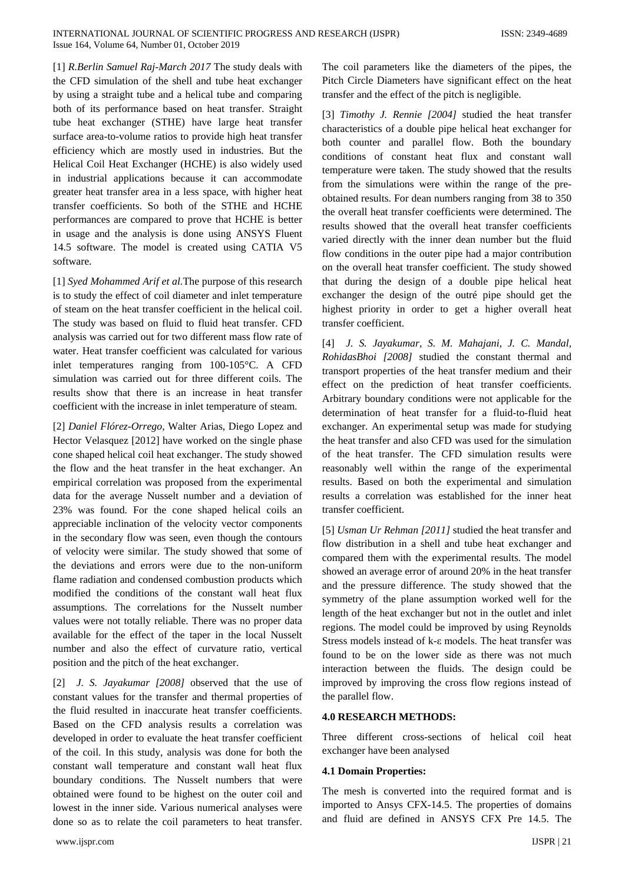[1] *R.Berlin Samuel Raj-March 2017* The study deals with the CFD simulation of the shell and tube heat exchanger by using a straight tube and a helical tube and comparing both of its performance based on heat transfer. Straight tube heat exchanger (STHE) have large heat transfer surface area-to-volume ratios to provide high heat transfer efficiency which are mostly used in industries. But the Helical Coil Heat Exchanger (HCHE) is also widely used in industrial applications because it can accommodate greater heat transfer area in a less space, with higher heat transfer coefficients. So both of the STHE and HCHE performances are compared to prove that HCHE is better in usage and the analysis is done using ANSYS Fluent 14.5 software. The model is created using CATIA V5 software.

[1] *Syed Mohammed Arif et al.*The purpose of this research is to study the effect of coil diameter and inlet temperature of steam on the heat transfer coefficient in the helical coil. The study was based on fluid to fluid heat transfer. CFD analysis was carried out for two different mass flow rate of water. Heat transfer coefficient was calculated for various inlet temperatures ranging from 100-105°C. A CFD simulation was carried out for three different coils. The results show that there is an increase in heat transfer coefficient with the increase in inlet temperature of steam.

[2] *Daniel Flórez-Orrego*, Walter Arias, Diego Lopez and Hector Velasquez [2012] have worked on the single phase cone shaped helical coil heat exchanger. The study showed the flow and the heat transfer in the heat exchanger. An empirical correlation was proposed from the experimental data for the average Nusselt number and a deviation of 23% was found. For the cone shaped helical coils an appreciable inclination of the velocity vector components in the secondary flow was seen, even though the contours of velocity were similar. The study showed that some of the deviations and errors were due to the non-uniform flame radiation and condensed combustion products which modified the conditions of the constant wall heat flux assumptions. The correlations for the Nusselt number values were not totally reliable. There was no proper data available for the effect of the taper in the local Nusselt number and also the effect of curvature ratio, vertical position and the pitch of the heat exchanger.

[2] *J. S. Jayakumar [2008]* observed that the use of constant values for the transfer and thermal properties of the fluid resulted in inaccurate heat transfer coefficients. Based on the CFD analysis results a correlation was developed in order to evaluate the heat transfer coefficient of the coil. In this study, analysis was done for both the constant wall temperature and constant wall heat flux boundary conditions. The Nusselt numbers that were obtained were found to be highest on the outer coil and lowest in the inner side. Various numerical analyses were done so as to relate the coil parameters to heat transfer. The coil parameters like the diameters of the pipes, the Pitch Circle Diameters have significant effect on the heat transfer and the effect of the pitch is negligible.

[3] *Timothy J. Rennie [2004]* studied the heat transfer characteristics of a double pipe helical heat exchanger for both counter and parallel flow. Both the boundary conditions of constant heat flux and constant wall temperature were taken. The study showed that the results from the simulations were within the range of the pre-obtained results. For dean numbers ranging from 38 to 350 the overall heat transfer coefficients were determined. The results showed that the overall heat transfer coefficients varied directly with the inner dean number but the fluid flow conditions in the outer pipe had a major contribution on the overall heat transfer coefficient. The study showed that during the design of a double pipe helical heat exchanger the design of the outré pipe should get the highest priority in order to get a higher overall heat transfer coefficient.

[4] *J. S. Jayakumar, S. M. Mahajani, J. C. Mandal, RohidasBhoi [2008]* studied the constant thermal and transport properties of the heat transfer medium and their effect on the prediction of heat transfer coefficients. Arbitrary boundary conditions were not applicable for the determination of heat transfer for a fluid-to-fluid heat exchanger. An experimental setup was made for studying the heat transfer and also CFD was used for the simulation of the heat transfer. The CFD simulation results were reasonably well within the range of the experimental results. Based on both the experimental and simulation results a correlation was established for the inner heat transfer coefficient.

[5] *Usman Ur Rehman [2011]* studied the heat transfer and flow distribution in a shell and tube heat exchanger and compared them with the experimental results. The model showed an average error of around 20% in the heat transfer and the pressure difference. The study showed that the symmetry of the plane assumption worked well for the length of the heat exchanger but not in the outlet and inlet regions. The model could be improved by using Reynolds Stress models instead of k-ε models. The heat transfer was found to be on the lower side as there was not much interaction between the fluids. The design could be improved by improving the cross flow regions instead of the parallel flow.

## 4.0 RESEARCH METHODS:

Three different cross-sections of helical coil heat exchanger have been analysed

### 4.1 Domain Properties:

The mesh is converted into the required format and is imported to Ansys CFX-14.5. The properties of domains and fluid are defined in ANSYS CFX Pre 14.5. The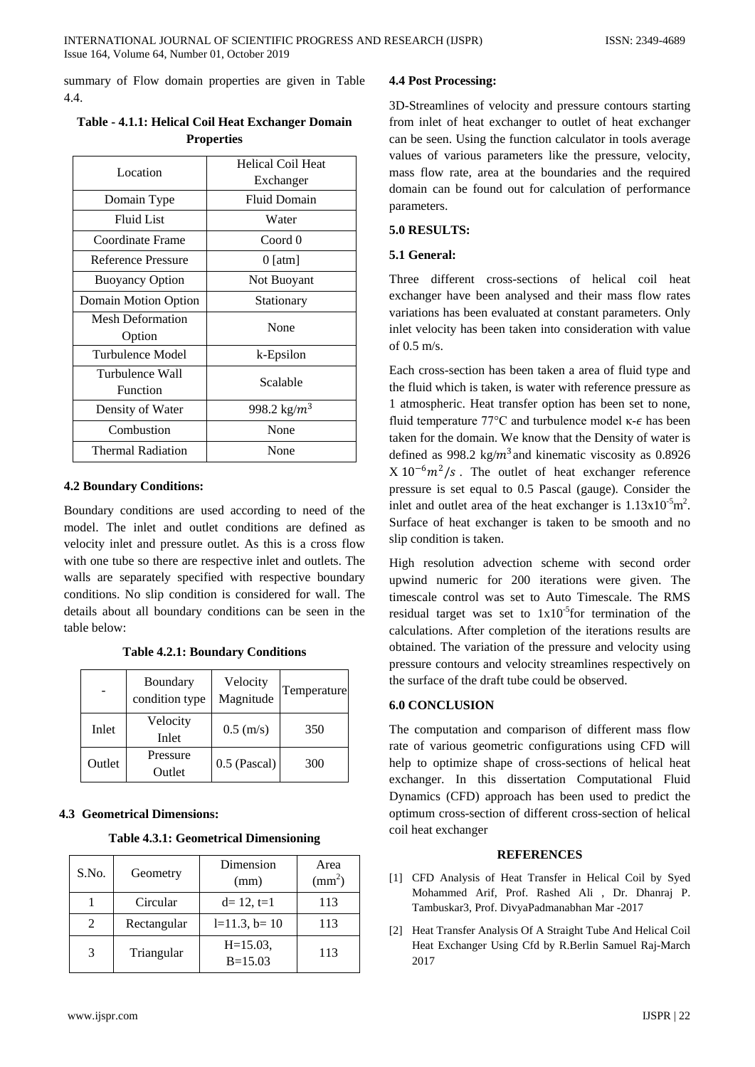summary of Flow domain properties are given in Table 4.4.

**Table - 4.1.1: Helical Coil Heat Exchanger Domain Properties**

| Location | Helical Coil Heat Exchanger |
|---|---|
| Domain Type | Fluid Domain |
| Fluid List | Water |
| Coordinate Frame | Coord 0 |
| Reference Pressure | 0 [atm] |
| Buoyancy Option | Not Buoyant |
| Domain Motion Option | Stationary |
| Mesh Deformation Option | None |
| Turbulence Model | k-Epsilon |
| Turbulence Wall Function | Scalable |
| Density of Water | 998.2 kg/$m^3$ |
| Combustion | None |
| Thermal Radiation | None |

### 4.2 Boundary Conditions:

Boundary conditions are used according to need of the model. The inlet and outlet conditions are defined as velocity inlet and pressure outlet. As this is a cross flow with one tube so there are respective inlet and outlets. The walls are separately specified with respective boundary conditions. No slip condition is considered for wall. The details about all boundary conditions can be seen in the table below:

**Table 4.2.1: Boundary Conditions**

| - | Boundary condition type | Velocity Magnitude | Temperature |
|---|---|---|---|
| Inlet | Velocity Inlet | 0.5 (m/s) | 350 |
| Outlet | Pressure Outlet | 0.5 (Pascal) | 300 |

### 4.3 Geometrical Dimensions:

**Table 4.3.1: Geometrical Dimensioning**

| S.No. | Geometry | Dimension (mm) | Area ($mm^2$) |
|---|---|---|---|
| 1 | Circular | d= 12, t=1 | 113 |
| 2 | Rectangular | l=11.3, b= 10 | 113 |
| 3 | Triangular | H=15.03, B=15.03 | 113 |

### 4.4 Post Processing:

3D-Streamlines of velocity and pressure contours starting from inlet of heat exchanger to outlet of heat exchanger can be seen. Using the function calculator in tools average values of various parameters like the pressure, velocity, mass flow rate, area at the boundaries and the required domain can be found out for calculation of performance parameters.

## 5.0 RESULTS:

### 5.1 General:

Three different cross-sections of helical coil heat exchanger have been analysed and their mass flow rates variations has been evaluated at constant parameters. Only inlet velocity has been taken into consideration with value of 0.5 m/s.

Each cross-section has been taken a area of fluid type and the fluid which is taken, is water with reference pressure as 1 atmospheric. Heat transfer option has been set to none, fluid temperature 77°C and turbulence model κ-$\epsilon$ has been taken for the domain. We know that the Density of water is defined as 998.2 kg/$m^3$ and kinematic viscosity as 0.8926 X $10^{-6} m^2/s$ . The outlet of heat exchanger reference pressure is set equal to 0.5 Pascal (gauge). Consider the inlet and outlet area of the heat exchanger is $1.13 \times 10^{-5} m^2$. Surface of heat exchanger is taken to be smooth and no slip condition is taken.

High resolution advection scheme with second order upwind numeric for 200 iterations were given. The timescale control was set to Auto Timescale. The RMS residual target was set to $1 \times 10^{-5}$for termination of the calculations. After completion of the iterations results are obtained. The variation of the pressure and velocity using pressure contours and velocity streamlines respectively on the surface of the draft tube could be observed.

## 6.0 CONCLUSION

The computation and comparison of different mass flow rate of various geometric configurations using CFD will help to optimize shape of cross-sections of helical heat exchanger. In this dissertation Computational Fluid Dynamics (CFD) approach has been used to predict the optimum cross-section of different cross-section of helical coil heat exchanger

## REFERENCES

[1] CFD Analysis of Heat Transfer in Helical Coil by Syed Mohammed Arif, Prof. Rashed Ali , Dr. Dhanraj P. Tambuskar3, Prof. DivyaPadmanabhan Mar -2017

[2] Heat Transfer Analysis Of A Straight Tube And Helical Coil Heat Exchanger Using Cfd by R.Berlin Samuel Raj-March 2017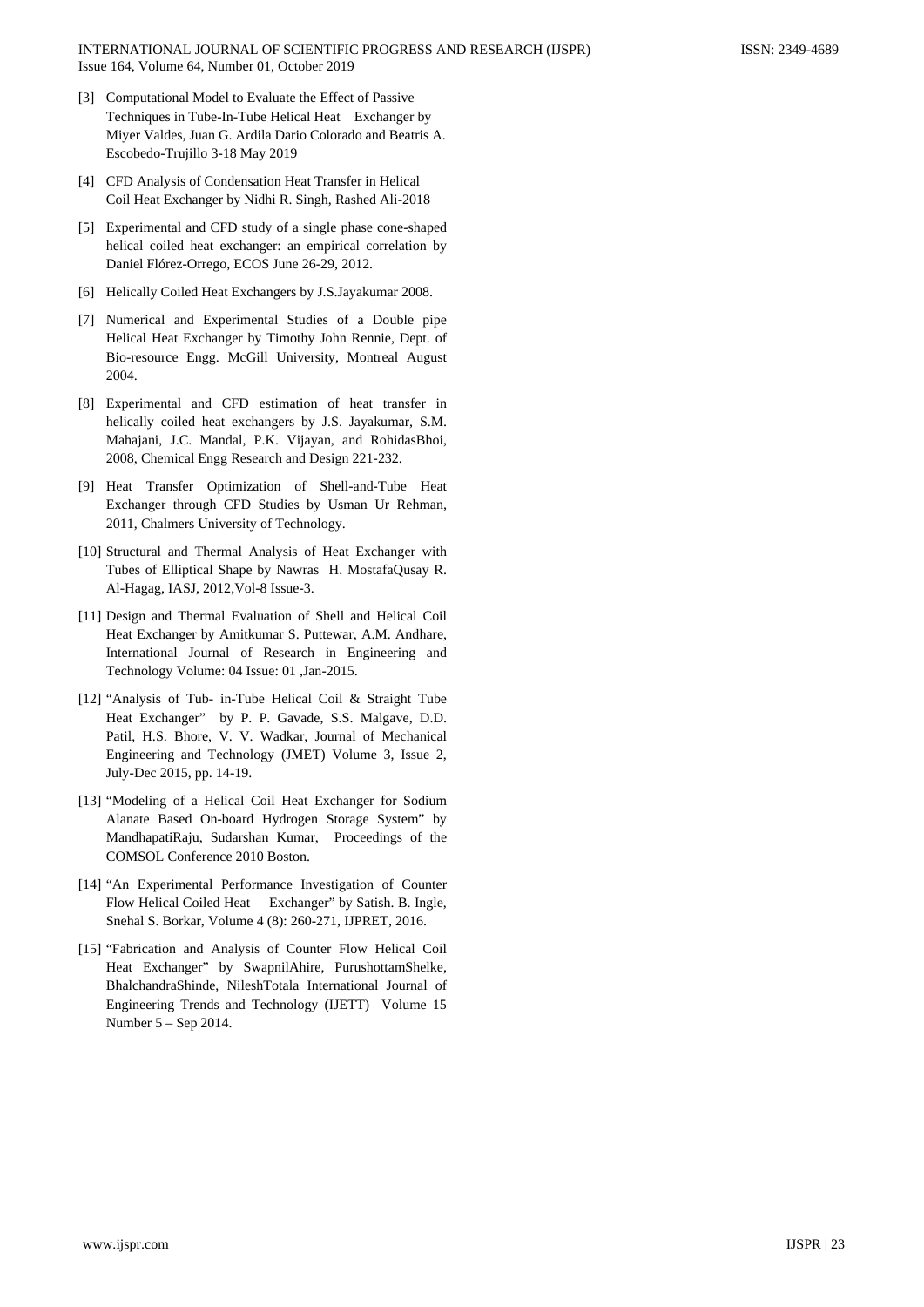[3] Computational Model to Evaluate the Effect of Passive Techniques in Tube-In-Tube Helical Heat Exchanger by Miyer Valdes, Juan G. Ardila Dario Colorado and Beatris A. Escobedo-Trujillo 3-18 May 2019

[4] CFD Analysis of Condensation Heat Transfer in Helical Coil Heat Exchanger by Nidhi R. Singh, Rashed Ali-2018

[5] Experimental and CFD study of a single phase cone-shaped helical coiled heat exchanger: an empirical correlation by Daniel Flórez-Orrego, ECOS June 26-29, 2012.

[6] Helically Coiled Heat Exchangers by J.S.Jayakumar 2008.

[7] Numerical and Experimental Studies of a Double pipe Helical Heat Exchanger by Timothy John Rennie, Dept. of Bio-resource Engg. McGill University, Montreal August 2004.

[8] Experimental and CFD estimation of heat transfer in helically coiled heat exchangers by J.S. Jayakumar, S.M. Mahajani, J.C. Mandal, P.K. Vijayan, and RohidasBhoi, 2008, Chemical Engg Research and Design 221-232.

[9] Heat Transfer Optimization of Shell-and-Tube Heat Exchanger through CFD Studies by Usman Ur Rehman, 2011, Chalmers University of Technology.

[10] Structural and Thermal Analysis of Heat Exchanger with Tubes of Elliptical Shape by Nawras H. MostafaQusay R. Al-Hagag, IASJ, 2012,Vol-8 Issue-3.

[11] Design and Thermal Evaluation of Shell and Helical Coil Heat Exchanger by Amitkumar S. Puttewar, A.M. Andhare, International Journal of Research in Engineering and Technology Volume: 04 Issue: 01 ,Jan-2015.

[12] "Analysis of Tub- in-Tube Helical Coil & Straight Tube Heat Exchanger" by P. P. Gavade, S.S. Malgave, D.D. Patil, H.S. Bhore, V. V. Wadkar, Journal of Mechanical Engineering and Technology (JMET) Volume 3, Issue 2, July-Dec 2015, pp. 14-19.

[13] "Modeling of a Helical Coil Heat Exchanger for Sodium Alanate Based On-board Hydrogen Storage System" by MandhapatiRaju, Sudarshan Kumar, Proceedings of the COMSOL Conference 2010 Boston.

[14] "An Experimental Performance Investigation of Counter Flow Helical Coiled Heat Exchanger" by Satish. B. Ingle, Snehal S. Borkar, Volume 4 (8): 260-271, IJPRET, 2016.

[15] "Fabrication and Analysis of Counter Flow Helical Coil Heat Exchanger" by SwapnilAhire, PurushottamShelke, BhalchandraShinde, NileshTotala International Journal of Engineering Trends and Technology (IJETT) Volume 15 Number 5 – Sep 2014.